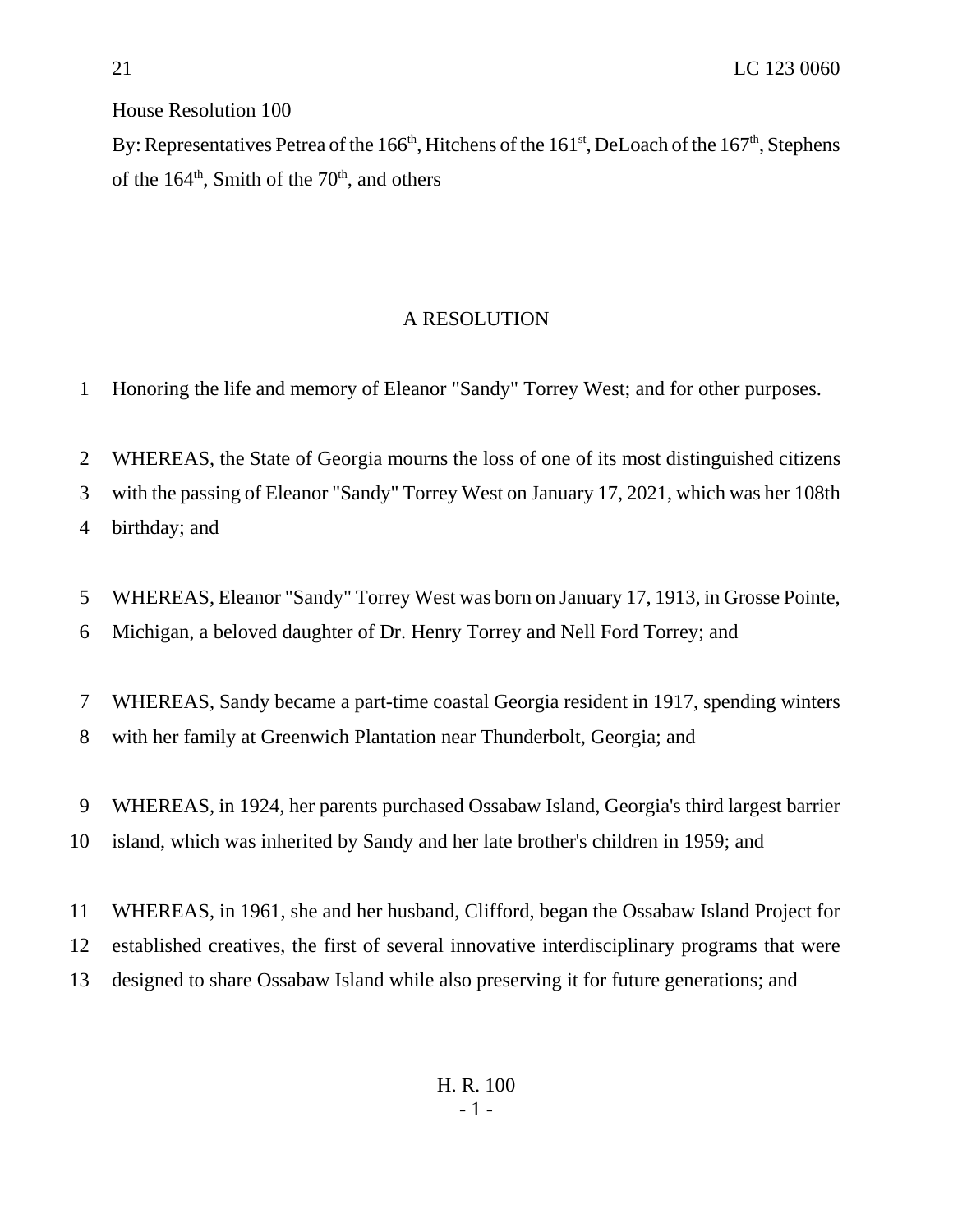House Resolution 100

By: Representatives Petrea of the 166th, Hitchens of the 161st, DeLoach of the 167th, Stephens of the 164th, Smith of the 70th, and others

# A RESOLUTION

Honoring the life and memory of Eleanor "Sandy" Torrey West; and for other purposes.

WHEREAS, the State of Georgia mourns the loss of one of its most distinguished citizens with the passing of Eleanor "Sandy" Torrey West on January 17, 2021, which was her 108th birthday; and

WHEREAS, Eleanor "Sandy" Torrey West was born on January 17, 1913, in Grosse Pointe, Michigan, a beloved daughter of Dr. Henry Torrey and Nell Ford Torrey; and

WHEREAS, Sandy became a part-time coastal Georgia resident in 1917, spending winters with her family at Greenwich Plantation near Thunderbolt, Georgia; and

WHEREAS, in 1924, her parents purchased Ossabaw Island, Georgia's third largest barrier island, which was inherited by Sandy and her late brother's children in 1959; and

WHEREAS, in 1961, she and her husband, Clifford, began the Ossabaw Island Project for established creatives, the first of several innovative interdisciplinary programs that were designed to share Ossabaw Island while also preserving it for future generations; and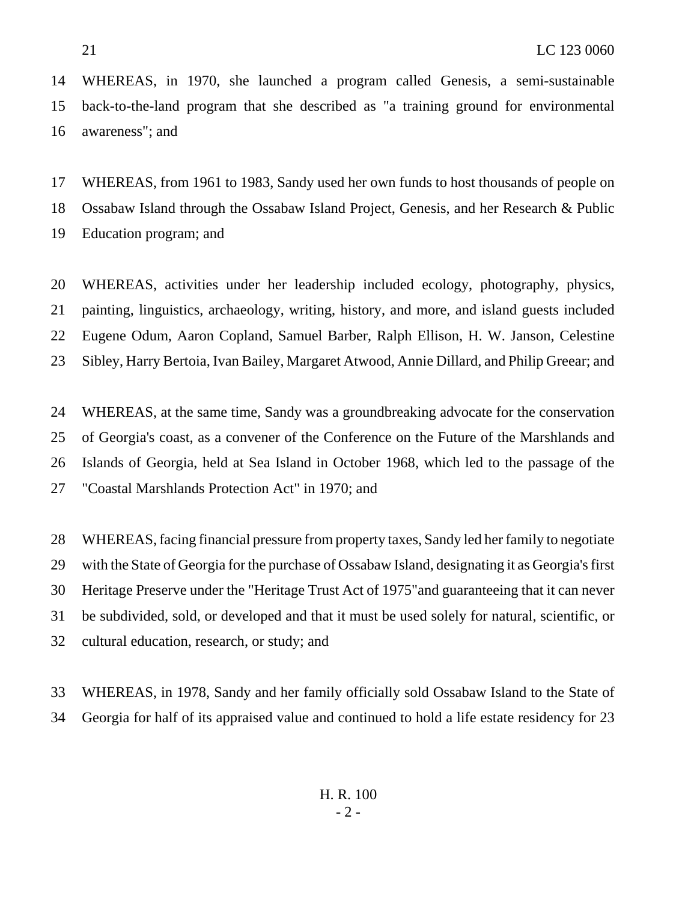WHEREAS, in 1970, she launched a program called Genesis, a semi-sustainable back-to-the-land program that she described as "a training ground for environmental awareness"; and

WHEREAS, from 1961 to 1983, Sandy used her own funds to host thousands of people on Ossabaw Island through the Ossabaw Island Project, Genesis, and her Research & Public Education program; and

WHEREAS, activities under her leadership included ecology, photography, physics, painting, linguistics, archaeology, writing, history, and more, and island guests included Eugene Odum, Aaron Copland, Samuel Barber, Ralph Ellison, H. W. Janson, Celestine Sibley, Harry Bertoia, Ivan Bailey, Margaret Atwood, Annie Dillard, and Philip Greear; and

WHEREAS, at the same time, Sandy was a groundbreaking advocate for the conservation of Georgia's coast, as a convener of the Conference on the Future of the Marshlands and Islands of Georgia, held at Sea Island in October 1968, which led to the passage of the "Coastal Marshlands Protection Act" in 1970; and

WHEREAS, facing financial pressure from property taxes, Sandy led her family to negotiate with the State of Georgia for the purchase of Ossabaw Island, designating it as Georgia's first Heritage Preserve under the "Heritage Trust Act of 1975"and guaranteeing that it can never be subdivided, sold, or developed and that it must be used solely for natural, scientific, or cultural education, research, or study; and

WHEREAS, in 1978, Sandy and her family officially sold Ossabaw Island to the State of Georgia for half of its appraised value and continued to hold a life estate residency for 23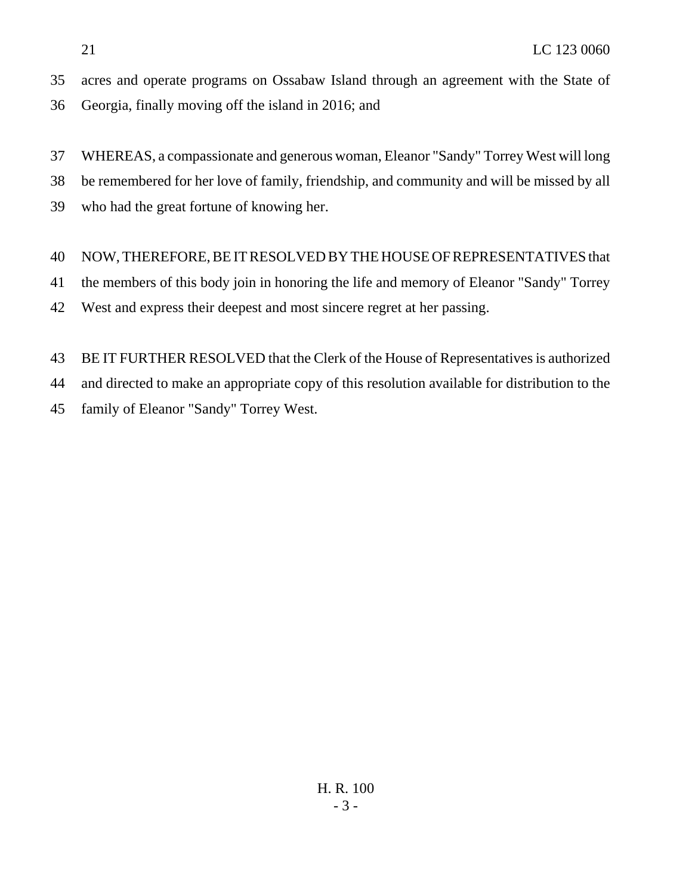acres and operate programs on Ossabaw Island through an agreement with the State of Georgia, finally moving off the island in 2016; and

WHEREAS, a compassionate and generous woman, Eleanor "Sandy" Torrey West will long be remembered for her love of family, friendship, and community and will be missed by all who had the great fortune of knowing her.

NOW, THEREFORE, BE IT RESOLVED BY THE HOUSE OF REPRESENTATIVES that the members of this body join in honoring the life and memory of Eleanor "Sandy" Torrey West and express their deepest and most sincere regret at her passing.

BE IT FURTHER RESOLVED that the Clerk of the House of Representatives is authorized and directed to make an appropriate copy of this resolution available for distribution to the family of Eleanor "Sandy" Torrey West.